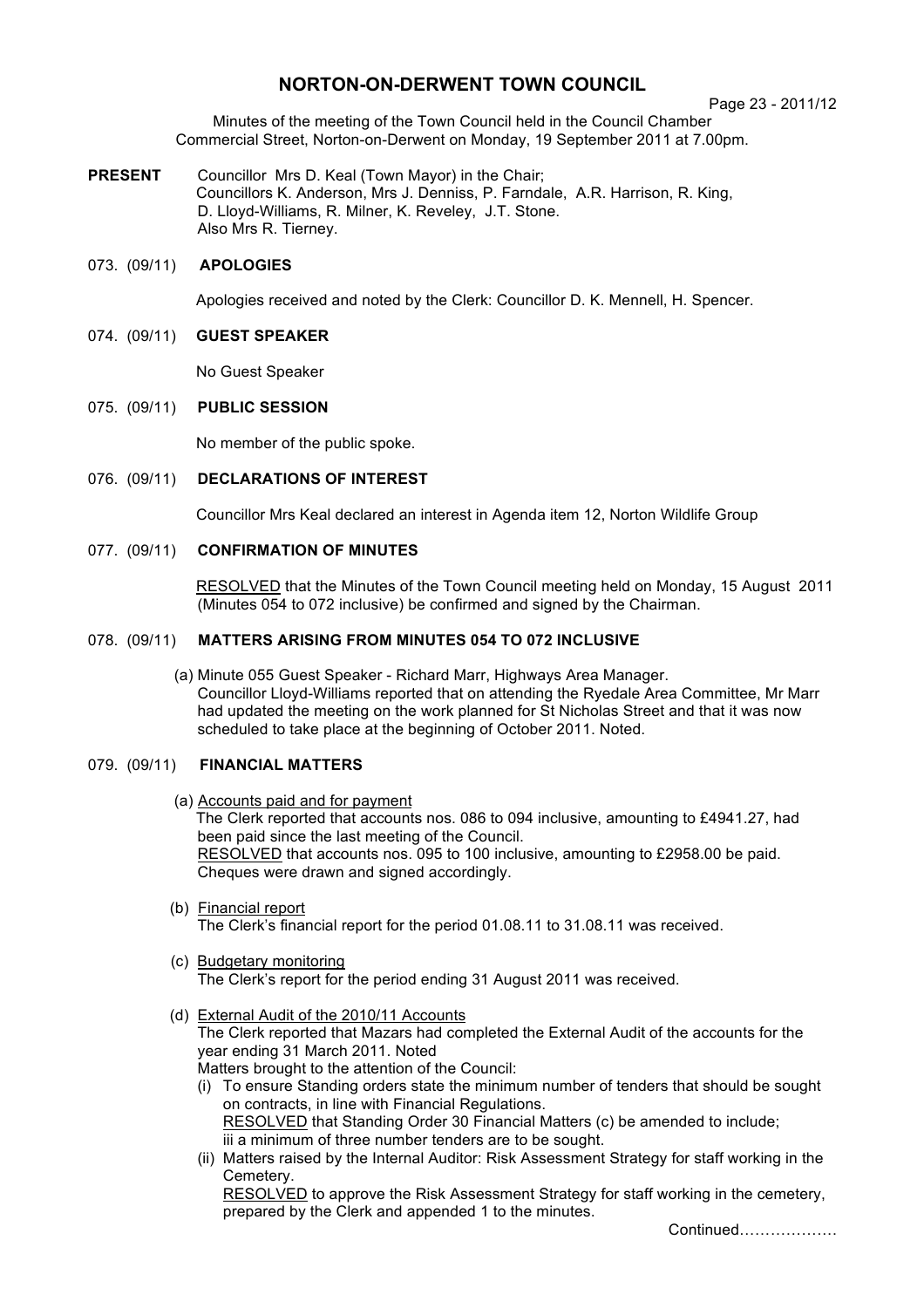# NORTON-ON-DERWENT TOWN COUNCIL

Minutes of the meeting of the Town Council held in the Council Chamber Commercial Street, Norton-on-Derwent on Monday, 19 September 2011 at 7.00pm.

**PRESENT** Councillor Mrs D. Keal (Town Mayor) in the Chair; Councillors K. Anderson, Mrs J. Denniss, P. Farndale, A.R. Harrison, R. King, D. Lloyd-Williams, R. Milner, K. Reveley, J.T. Stone. Also Mrs R. Tierney.

073. (09/11) **APOLOGIES**

Apologies received and noted by the Clerk: Councillor D. K. Mennell, H. Spencer.

074. (09/11) **GUEST SPEAKER**

No Guest Speaker

075. (09/11) **PUBLIC SESSION**

No member of the public spoke.

076. (09/11) **DECLARATIONS OF INTEREST**

Councillor Mrs Keal declared an interest in Agenda item 12, Norton Wildlife Group

077. (09/11) **CONFIRMATION OF MINUTES**

RESOLVED that the Minutes of the Town Council meeting held on Monday, 15 August 2011 (Minutes 054 to 072 inclusive) be confirmed and signed by the Chairman.

078. (09/11) **MATTERS ARISING FROM MINUTES 054 TO 072 INCLUSIVE**

(a) Minute 055 Guest Speaker - Richard Marr, Highways Area Manager.
Councillor Lloyd-Williams reported that on attending the Ryedale Area Committee, Mr Marr had updated the meeting on the work planned for St Nicholas Street and that it was now scheduled to take place at the beginning of October 2011. Noted.

079. (09/11) **FINANCIAL MATTERS**

(a) Accounts paid and for payment
The Clerk reported that accounts nos. 086 to 094 inclusive, amounting to £4941.27, had been paid since the last meeting of the Council.
RESOLVED that accounts nos. 095 to 100 inclusive, amounting to £2958.00 be paid. Cheques were drawn and signed accordingly.

(b) Financial report
The Clerk's financial report for the period 01.08.11 to 31.08.11 was received.

(c) Budgetary monitoring
The Clerk's report for the period ending 31 August 2011 was received.

(d) External Audit of the 2010/11 Accounts
The Clerk reported that Mazars had completed the External Audit of the accounts for the year ending 31 March 2011. Noted
Matters brought to the attention of the Council:

(i) To ensure Standing orders state the minimum number of tenders that should be sought on contracts, in line with Financial Regulations.
RESOLVED that Standing Order 30 Financial Matters (c) be amended to include;
iii a minimum of three number tenders are to be sought.

(ii) Matters raised by the Internal Auditor: Risk Assessment Strategy for staff working in the Cemetery.
RESOLVED to approve the Risk Assessment Strategy for staff working in the cemetery, prepared by the Clerk and appended 1 to the minutes.

Continued……………….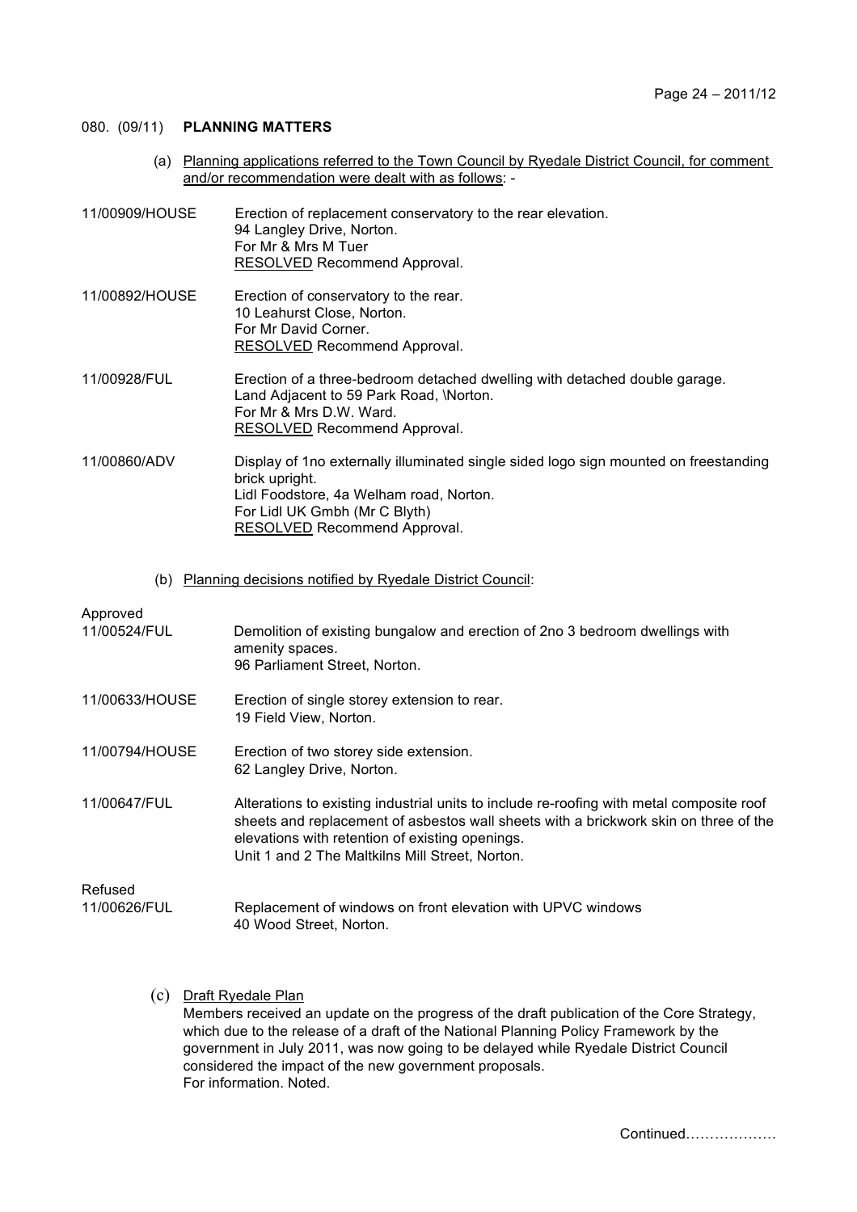## 080. (09/11) **PLANNING MATTERS**

(a) Planning applications referred to the Town Council by Ryedale District Council, for comment and/or recommendation were dealt with as follows: -

| | |
|---|---|
| 11/00909/HOUSE | Erection of replacement conservatory to the rear elevation.<br>94 Langley Drive, Norton.<br>For Mr & Mrs M Tuer<br>RESOLVED Recommend Approval. |
| 11/00892/HOUSE | Erection of conservatory to the rear.<br>10 Leahurst Close, Norton.<br>For Mr David Corner.<br>RESOLVED Recommend Approval. |
| 11/00928/FUL | Erection of a three-bedroom detached dwelling with detached double garage.<br>Land Adjacent to 59 Park Road, \Norton.<br>For Mr & Mrs D.W. Ward.<br>RESOLVED Recommend Approval. |
| 11/00860/ADV | Display of 1no externally illuminated single sided logo sign mounted on freestanding brick upright.<br>Lidl Foodstore, 4a Welham road, Norton.<br>For Lidl UK Gmbh (Mr C Blyth)<br>RESOLVED Recommend Approval. |

(b) Planning decisions notified by Ryedale District Council:

Approved

| | |
|---|---|
| 11/00524/FUL | Demolition of existing bungalow and erection of 2no 3 bedroom dwellings with amenity spaces.<br>96 Parliament Street, Norton. |
| 11/00633/HOUSE | Erection of single storey extension to rear.<br>19 Field View, Norton. |
| 11/00794/HOUSE | Erection of two storey side extension.<br>62 Langley Drive, Norton. |
| 11/00647/FUL | Alterations to existing industrial units to include re-roofing with metal composite roof sheets and replacement of asbestos wall sheets with a brickwork skin on three of the elevations with retention of existing openings.<br>Unit 1 and 2 The Maltkilns Mill Street, Norton. |

Refused

| | |
|---|---|
| 11/00626/FUL | Replacement of windows on front elevation with UPVC windows<br>40 Wood Street, Norton. |

(c) Draft Ryedale Plan

Members received an update on the progress of the draft publication of the Core Strategy, which due to the release of a draft of the National Planning Policy Framework by the government in July 2011, was now going to be delayed while Ryedale District Council considered the impact of the new government proposals.
For information. Noted.

Continued……………….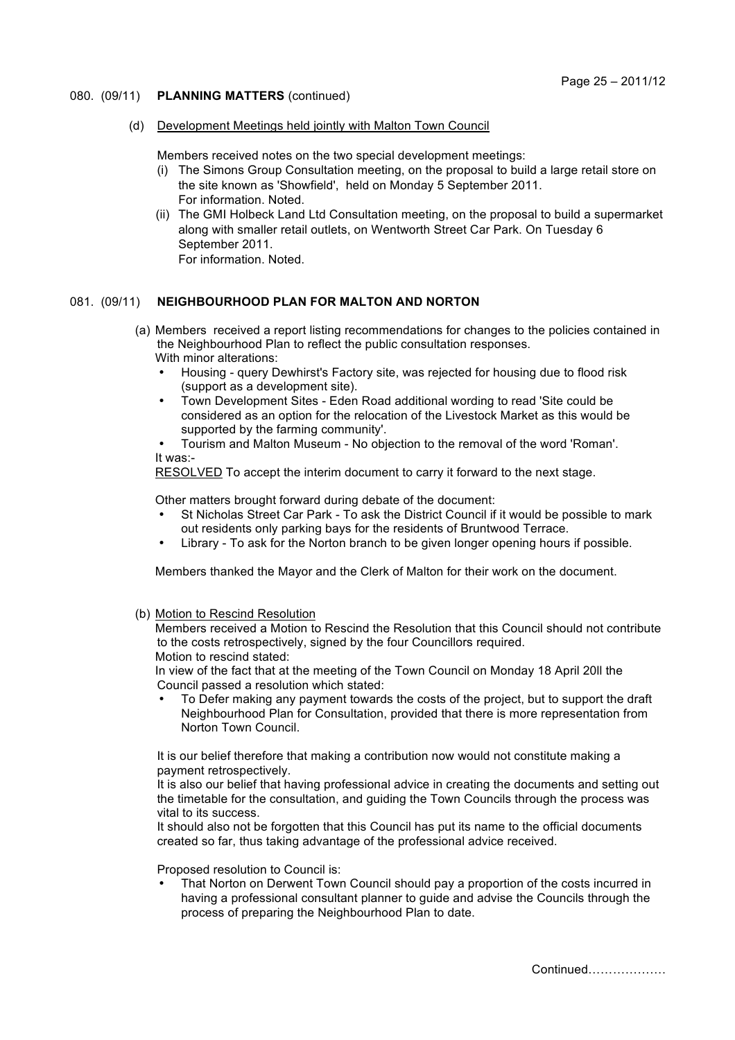## 080. (09/11) PLANNING MATTERS (continued)

(d) Development Meetings held jointly with Malton Town Council

Members received notes on the two special development meetings:

(i) The Simons Group Consultation meeting, on the proposal to build a large retail store on the site known as 'Showfield', held on Monday 5 September 2011.
For information. Noted.

(ii) The GMI Holbeck Land Ltd Consultation meeting, on the proposal to build a supermarket along with smaller retail outlets, on Wentworth Street Car Park. On Tuesday 6 September 2011.
For information. Noted.

## 081. (09/11) NEIGHBOURHOOD PLAN FOR MALTON AND NORTON

(a) Members received a report listing recommendations for changes to the policies contained in the Neighbourhood Plan to reflect the public consultation responses.
With minor alterations:

- Housing - query Dewhirst's Factory site, was rejected for housing due to flood risk (support as a development site).
- Town Development Sites - Eden Road additional wording to read 'Site could be considered as an option for the relocation of the Livestock Market as this would be supported by the farming community'.
- Tourism and Malton Museum - No objection to the removal of the word 'Roman'.

It was:-

RESOLVED To accept the interim document to carry it forward to the next stage.

Other matters brought forward during debate of the document:

- St Nicholas Street Car Park - To ask the District Council if it would be possible to mark out residents only parking bays for the residents of Bruntwood Terrace.
- Library - To ask for the Norton branch to be given longer opening hours if possible.

Members thanked the Mayor and the Clerk of Malton for their work on the document.

(b) Motion to Rescind Resolution

Members received a Motion to Rescind the Resolution that this Council should not contribute to the costs retrospectively, signed by the four Councillors required.
Motion to rescind stated:
In view of the fact that at the meeting of the Town Council on Monday 18 April 20ll the Council passed a resolution which stated:

- To Defer making any payment towards the costs of the project, but to support the draft Neighbourhood Plan for Consultation, provided that there is more representation from Norton Town Council.

It is our belief therefore that making a contribution now would not constitute making a payment retrospectively.
It is also our belief that having professional advice in creating the documents and setting out the timetable for the consultation, and guiding the Town Councils through the process was vital to its success.
It should also not be forgotten that this Council has put its name to the official documents created so far, thus taking advantage of the professional advice received.

Proposed resolution to Council is:

- That Norton on Derwent Town Council should pay a proportion of the costs incurred in having a professional consultant planner to guide and advise the Councils through the process of preparing the Neighbourhood Plan to date.

Continued……………….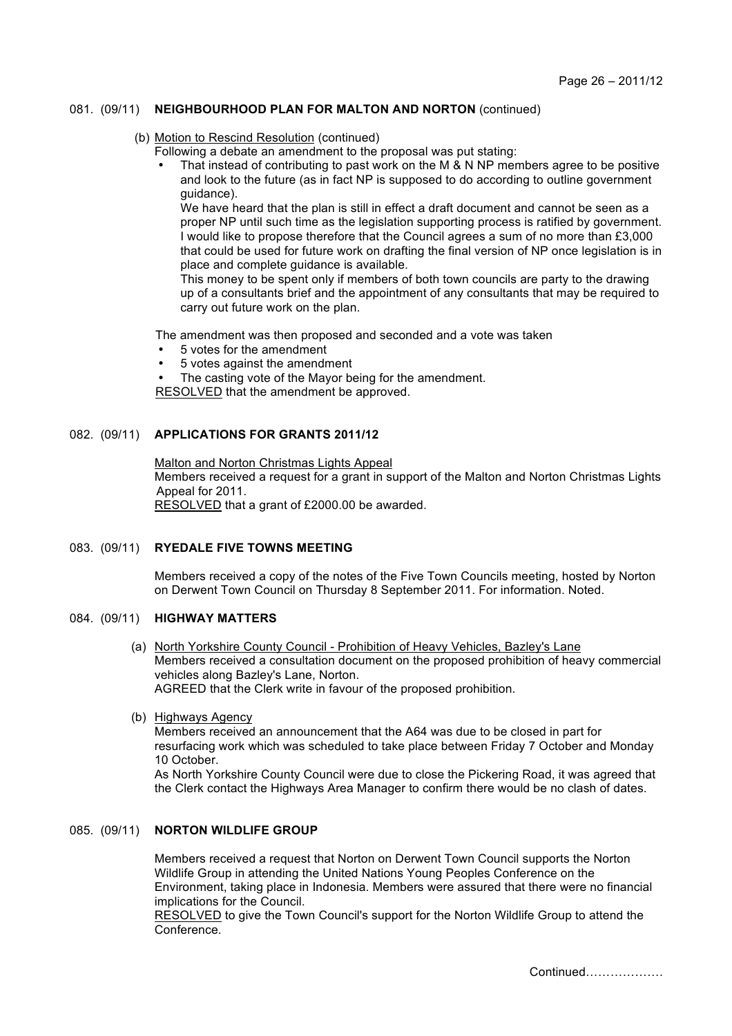081. (09/11) **NEIGHBOURHOOD PLAN FOR MALTON AND NORTON** (continued)

(b) Motion to Rescind Resolution (continued)

Following a debate an amendment to the proposal was put stating:

- That instead of contributing to past work on the M & N NP members agree to be positive and look to the future (as in fact NP is supposed to do according to outline government guidance).

  We have heard that the plan is still in effect a draft document and cannot be seen as a proper NP until such time as the legislation supporting process is ratified by government. I would like to propose therefore that the Council agrees a sum of no more than £3,000 that could be used for future work on drafting the final version of NP once legislation is in place and complete guidance is available.

  This money to be spent only if members of both town councils are party to the drawing up of a consultants brief and the appointment of any consultants that may be required to carry out future work on the plan.

The amendment was then proposed and seconded and a vote was taken

- 5 votes for the amendment
- 5 votes against the amendment
- The casting vote of the Mayor being for the amendment.

RESOLVED that the amendment be approved.

082. (09/11) **APPLICATIONS FOR GRANTS 2011/12**

Malton and Norton Christmas Lights Appeal

Members received a request for a grant in support of the Malton and Norton Christmas Lights Appeal for 2011.

RESOLVED that a grant of £2000.00 be awarded.

083. (09/11) **RYEDALE FIVE TOWNS MEETING**

Members received a copy of the notes of the Five Town Councils meeting, hosted by Norton on Derwent Town Council on Thursday 8 September 2011. For information. Noted.

084. (09/11) **HIGHWAY MATTERS**

(a) North Yorkshire County Council - Prohibition of Heavy Vehicles, Bazley's Lane

Members received a consultation document on the proposed prohibition of heavy commercial vehicles along Bazley's Lane, Norton.

AGREED that the Clerk write in favour of the proposed prohibition.

(b) Highways Agency

Members received an announcement that the A64 was due to be closed in part for resurfacing work which was scheduled to take place between Friday 7 October and Monday 10 October.

As North Yorkshire County Council were due to close the Pickering Road, it was agreed that the Clerk contact the Highways Area Manager to confirm there would be no clash of dates.

085. (09/11) **NORTON WILDLIFE GROUP**

Members received a request that Norton on Derwent Town Council supports the Norton Wildlife Group in attending the United Nations Young Peoples Conference on the Environment, taking place in Indonesia. Members were assured that there were no financial implications for the Council.

RESOLVED to give the Town Council's support for the Norton Wildlife Group to attend the Conference.

Continued………………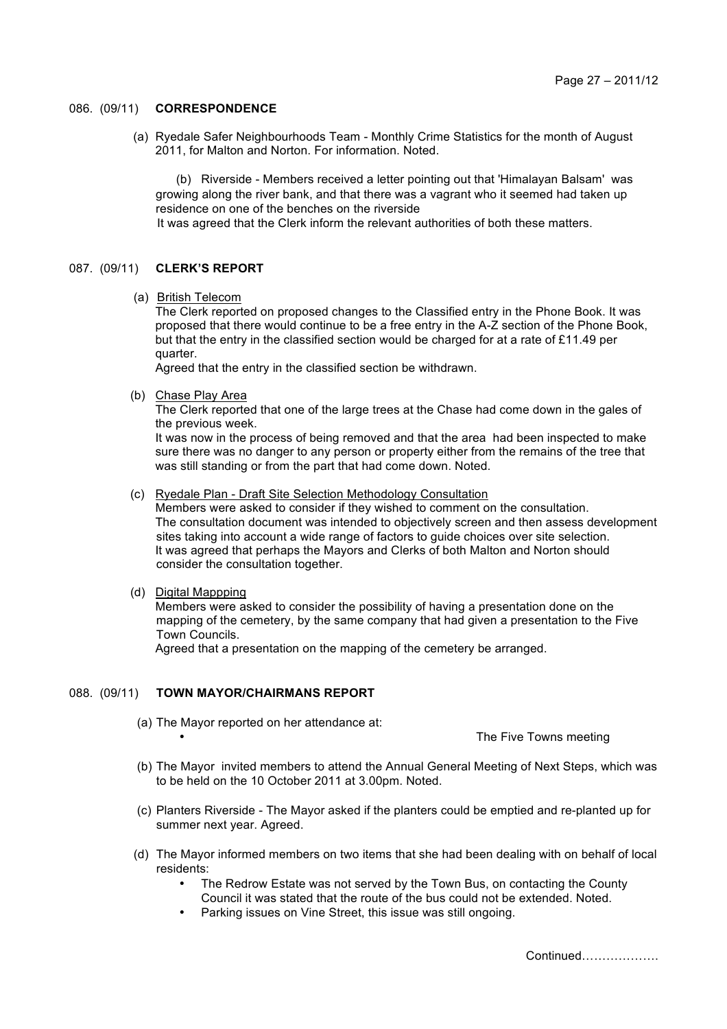086. (09/11) **CORRESPONDENCE**

(a) Ryedale Safer Neighbourhoods Team - Monthly Crime Statistics for the month of August 2011, for Malton and Norton. For information. Noted.

(b) Riverside - Members received a letter pointing out that 'Himalayan Balsam' was growing along the river bank, and that there was a vagrant who it seemed had taken up residence on one of the benches on the riverside
It was agreed that the Clerk inform the relevant authorities of both these matters.

087. (09/11) **CLERK'S REPORT**

(a) British Telecom
The Clerk reported on proposed changes to the Classified entry in the Phone Book. It was proposed that there would continue to be a free entry in the A-Z section of the Phone Book, but that the entry in the classified section would be charged for at a rate of £11.49 per quarter.
Agreed that the entry in the classified section be withdrawn.

(b) Chase Play Area
The Clerk reported that one of the large trees at the Chase had come down in the gales of the previous week.
It was now in the process of being removed and that the area had been inspected to make sure there was no danger to any person or property either from the remains of the tree that was still standing or from the part that had come down. Noted.

(c) Ryedale Plan - Draft Site Selection Methodology Consultation
Members were asked to consider if they wished to comment on the consultation.
The consultation document was intended to objectively screen and then assess development sites taking into account a wide range of factors to guide choices over site selection.
It was agreed that perhaps the Mayors and Clerks of both Malton and Norton should consider the consultation together.

(d) Digital Mappping
Members were asked to consider the possibility of having a presentation done on the mapping of the cemetery, by the same company that had given a presentation to the Five Town Councils.
Agreed that a presentation on the mapping of the cemetery be arranged.

088. (09/11) **TOWN MAYOR/CHAIRMANS REPORT**

(a) The Mayor reported on her attendance at:
- The Five Towns meeting

(b) The Mayor invited members to attend the Annual General Meeting of Next Steps, which was to be held on the 10 October 2011 at 3.00pm. Noted.

(c) Planters Riverside - The Mayor asked if the planters could be emptied and re-planted up for summer next year. Agreed.

(d) The Mayor informed members on two items that she had been dealing with on behalf of local residents:
- The Redrow Estate was not served by the Town Bus, on contacting the County Council it was stated that the route of the bus could not be extended. Noted.
- Parking issues on Vine Street, this issue was still ongoing.

Continued……………….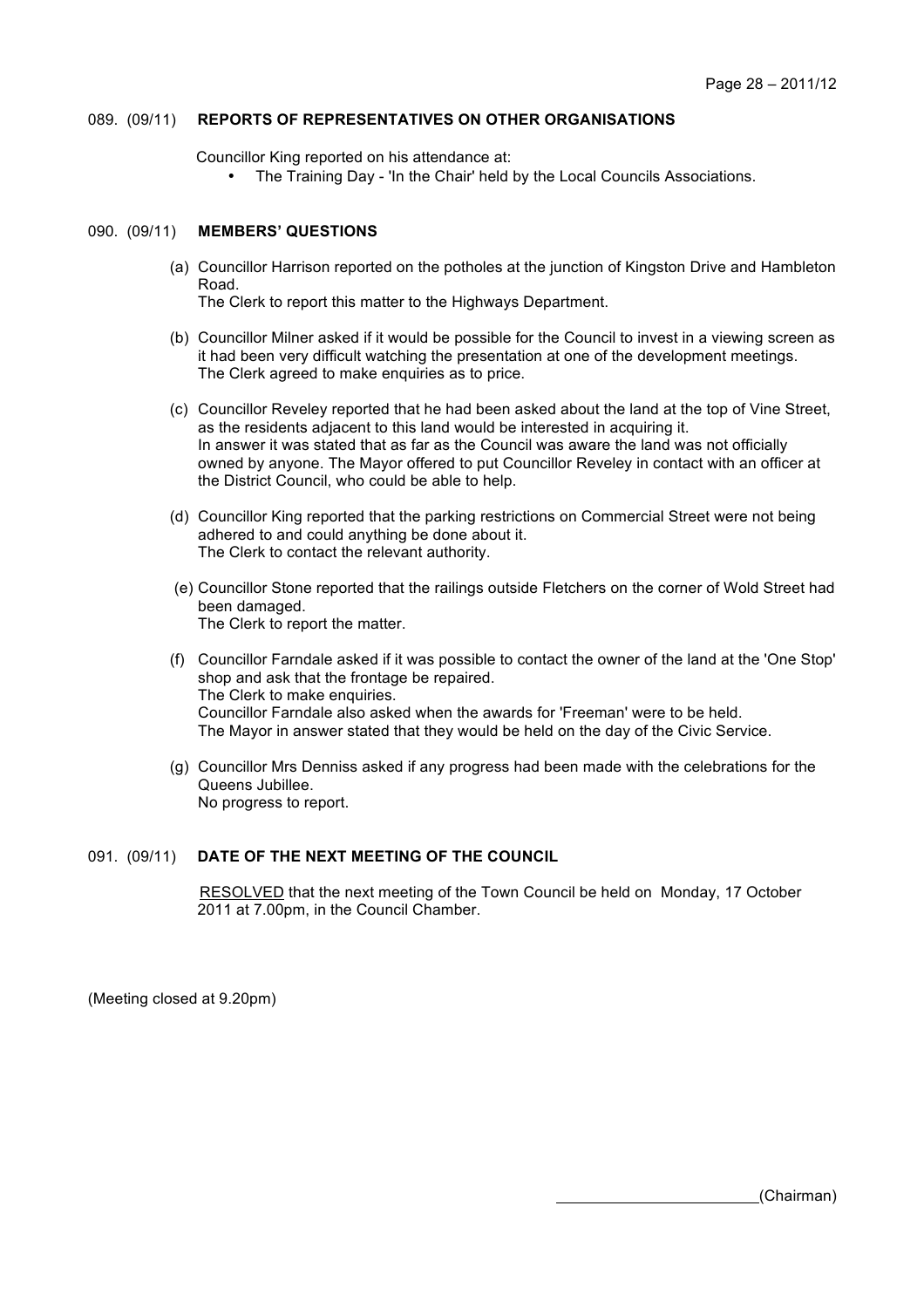089. (09/11) **REPORTS OF REPRESENTATIVES ON OTHER ORGANISATIONS**

Councillor King reported on his attendance at:

- The Training Day - 'In the Chair' held by the Local Councils Associations.

090. (09/11) **MEMBERS' QUESTIONS**

(a) Councillor Harrison reported on the potholes at the junction of Kingston Drive and Hambleton Road.
The Clerk to report this matter to the Highways Department.

(b) Councillor Milner asked if it would be possible for the Council to invest in a viewing screen as it had been very difficult watching the presentation at one of the development meetings.
The Clerk agreed to make enquiries as to price.

(c) Councillor Reveley reported that he had been asked about the land at the top of Vine Street, as the residents adjacent to this land would be interested in acquiring it.
In answer it was stated that as far as the Council was aware the land was not officially owned by anyone. The Mayor offered to put Councillor Reveley in contact with an officer at the District Council, who could be able to help.

(d) Councillor King reported that the parking restrictions on Commercial Street were not being adhered to and could anything be done about it.
The Clerk to contact the relevant authority.

(e) Councillor Stone reported that the railings outside Fletchers on the corner of Wold Street had been damaged.
The Clerk to report the matter.

(f) Councillor Farndale asked if it was possible to contact the owner of the land at the 'One Stop' shop and ask that the frontage be repaired.
The Clerk to make enquiries.
Councillor Farndale also asked when the awards for 'Freeman' were to be held.
The Mayor in answer stated that they would be held on the day of the Civic Service.

(g) Councillor Mrs Denniss asked if any progress had been made with the celebrations for the Queens Jubillee.
No progress to report.

091. (09/11) **DATE OF THE NEXT MEETING OF THE COUNCIL**

RESOLVED that the next meeting of the Town Council be held on Monday, 17 October 2011 at 7.00pm, in the Council Chamber.

(Meeting closed at 9.20pm)

\_\_\_\_\_\_\_\_\_\_\_\_\_\_\_\_\_\_\_\_\_\_\_\_(Chairman)